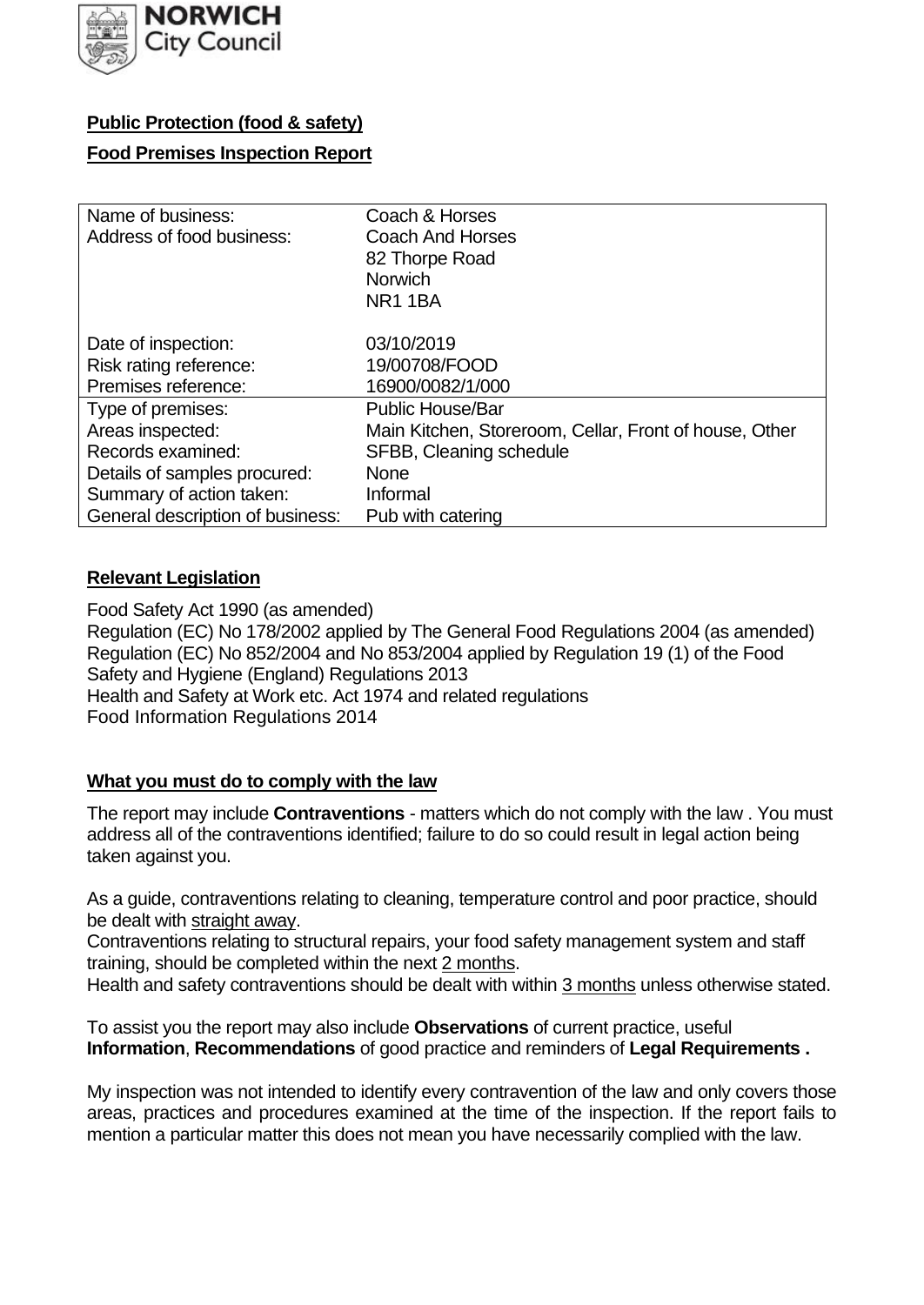**Public Protection (food & safety)**

**Food Premises Inspection Report**

| Name of business: | Coach & Horses |
|---|---|
| Address of food business: | Coach And Horses<br>82 Thorpe Road<br>Norwich<br>NR1 1BA |
| Date of inspection: | 03/10/2019 |
| Risk rating reference: | 19/00708/FOOD |
| Premises reference: | 16900/0082/1/000 |
| Type of premises: | Public House/Bar |
| Areas inspected: | Main Kitchen, Storeroom, Cellar, Front of house, Other |
| Records examined: | SFBB, Cleaning schedule |
| Details of samples procured: | None |
| Summary of action taken: | Informal |
| General description of business: | Pub with catering |

## Relevant Legislation

Food Safety Act 1990 (as amended)
Regulation (EC) No 178/2002 applied by The General Food Regulations 2004 (as amended)
Regulation (EC) No 852/2004 and No 853/2004 applied by Regulation 19 (1) of the Food Safety and Hygiene (England) Regulations 2013
Health and Safety at Work etc. Act 1974 and related regulations
Food Information Regulations 2014

## What you must do to comply with the law

The report may include **Contraventions** - matters which do not comply with the law . You must address all of the contraventions identified; failure to do so could result in legal action being taken against you.

As a guide, contraventions relating to cleaning, temperature control and poor practice, should be dealt with straight away.
Contraventions relating to structural repairs, your food safety management system and staff training, should be completed within the next 2 months.
Health and safety contraventions should be dealt with within 3 months unless otherwise stated.

To assist you the report may also include **Observations** of current practice, useful **Information**, **Recommendations** of good practice and reminders of **Legal Requirements .**

My inspection was not intended to identify every contravention of the law and only covers those areas, practices and procedures examined at the time of the inspection. If the report fails to mention a particular matter this does not mean you have necessarily complied with the law.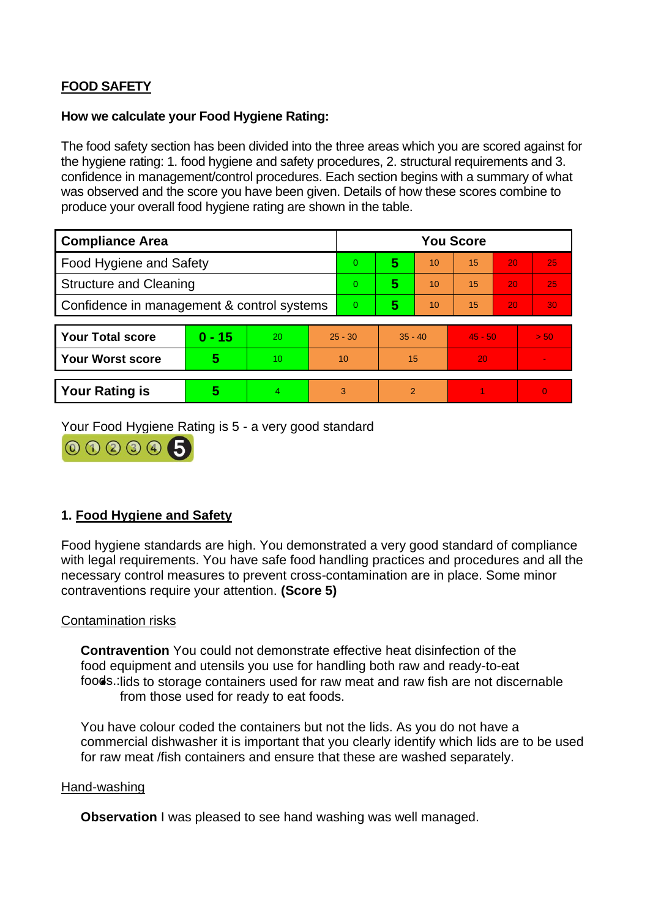## FOOD SAFETY

**How we calculate your Food Hygiene Rating:**

The food safety section has been divided into the three areas which you are scored against for the hygiene rating: 1. food hygiene and safety procedures, 2. structural requirements and 3. confidence in management/control procedures. Each section begins with a summary of what was observed and the score you have been given. Details of how these scores combine to produce your overall food hygiene rating are shown in the table.

| Compliance Area | You Score | | | | | |
|---|---|---|---|---|---|---|
| Food Hygiene and Safety | 0 | **5** | 10 | 15 | 20 | 25 |
| Structure and Cleaning | 0 | **5** | 10 | 15 | 20 | 25 |
| Confidence in management & control systems | 0 | **5** | 10 | 15 | 20 | 30 |

| | | | | | | |
|---|---|---|---|---|---|---|
| **Your Total score** | **0 - 15** | 20 | 25 - 30 | 35 - 40 | 45 - 50 | > 50 |
| **Your Worst score** | **5** | 10 | 10 | 15 | 20 | - |

| | | | | | | |
|---|---|---|---|---|---|---|
| **Your Rating is** | **5** | 4 | 3 | 2 | 1 | 0 |

Your Food Hygiene Rating is 5 - a very good standard

## 1. Food Hygiene and Safety

Food hygiene standards are high. You demonstrated a very good standard of compliance with legal requirements. You have safe food handling practices and procedures and all the necessary control measures to prevent cross-contamination are in place. Some minor contraventions require your attention. **(Score 5)**

### Contamination risks

**Contravention** You could not demonstrate effective heat disinfection of the food equipment and utensils you use for handling both raw and ready-to-eat foods.:

- lids to storage containers used for raw meat and raw fish are not discernable from those used for ready to eat foods.

You have colour coded the containers but not the lids. As you do not have a commercial dishwasher it is important that you clearly identify which lids are to be used for raw meat /fish containers and ensure that these are washed separately.

### Hand-washing

**Observation** I was pleased to see hand washing was well managed.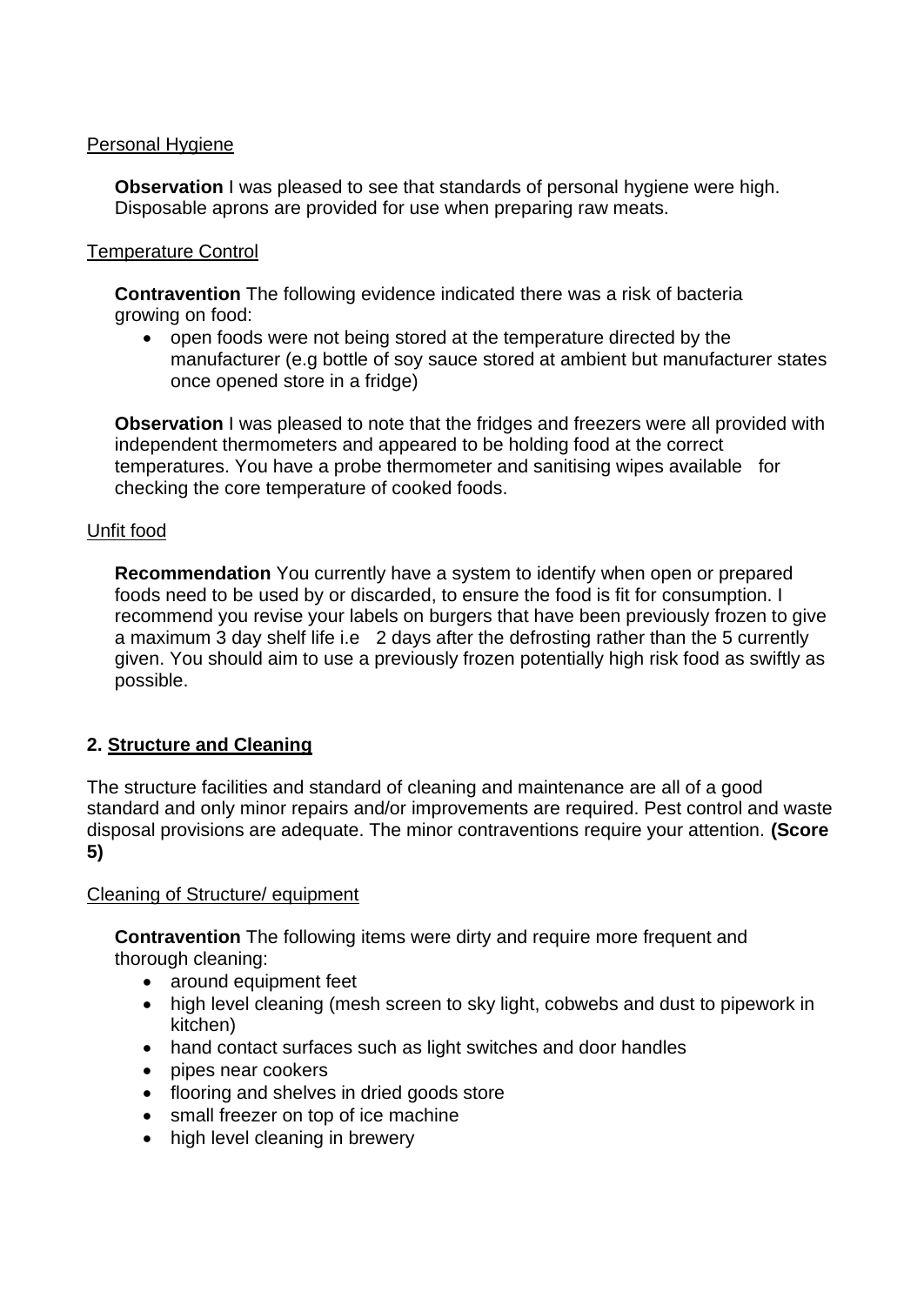Personal Hygiene

**Observation** I was pleased to see that standards of personal hygiene were high. Disposable aprons are provided for use when preparing raw meats.

Temperature Control

**Contravention** The following evidence indicated there was a risk of bacteria growing on food:

- open foods were not being stored at the temperature directed by the manufacturer (e.g bottle of soy sauce stored at ambient but manufacturer states once opened store in a fridge)

**Observation** I was pleased to note that the fridges and freezers were all provided with independent thermometers and appeared to be holding food at the correct temperatures. You have a probe thermometer and sanitising wipes available for checking the core temperature of cooked foods.

Unfit food

**Recommendation** You currently have a system to identify when open or prepared foods need to be used by or discarded, to ensure the food is fit for consumption. I recommend you revise your labels on burgers that have been previously frozen to give a maximum 3 day shelf life i.e 2 days after the defrosting rather than the 5 currently given. You should aim to use a previously frozen potentially high risk food as swiftly as possible.

## 2. Structure and Cleaning

The structure facilities and standard of cleaning and maintenance are all of a good standard and only minor repairs and/or improvements are required. Pest control and waste disposal provisions are adequate. The minor contraventions require your attention. **(Score 5)**

Cleaning of Structure/ equipment

**Contravention** The following items were dirty and require more frequent and thorough cleaning:

- around equipment feet
- high level cleaning (mesh screen to sky light, cobwebs and dust to pipework in kitchen)
- hand contact surfaces such as light switches and door handles
- pipes near cookers
- flooring and shelves in dried goods store
- small freezer on top of ice machine
- high level cleaning in brewery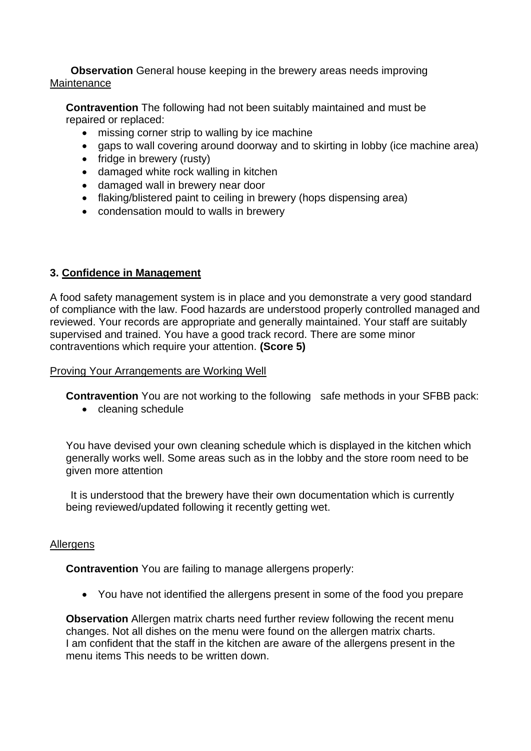**Observation** General house keeping in the brewery areas needs improving

Maintenance

**Contravention** The following had not been suitably maintained and must be repaired or replaced:

- missing corner strip to walling by ice machine
- gaps to wall covering around doorway and to skirting in lobby (ice machine area)
- fridge in brewery (rusty)
- damaged white rock walling in kitchen
- damaged wall in brewery near door
- flaking/blistered paint to ceiling in brewery (hops dispensing area)
- condensation mould to walls in brewery

### 3. Confidence in Management

A food safety management system is in place and you demonstrate a very good standard of compliance with the law. Food hazards are understood properly controlled managed and reviewed. Your records are appropriate and generally maintained. Your staff are suitably supervised and trained. You have a good track record. There are some minor contraventions which require your attention. **(Score 5)**

Proving Your Arrangements are Working Well

**Contravention** You are not working to the following safe methods in your SFBB pack:

- cleaning schedule

You have devised your own cleaning schedule which is displayed in the kitchen which generally works well. Some areas such as in the lobby and the store room need to be given more attention

It is understood that the brewery have their own documentation which is currently being reviewed/updated following it recently getting wet.

Allergens

**Contravention** You are failing to manage allergens properly:

- You have not identified the allergens present in some of the food you prepare

**Observation** Allergen matrix charts need further review following the recent menu changes. Not all dishes on the menu were found on the allergen matrix charts.
I am confident that the staff in the kitchen are aware of the allergens present in the menu items This needs to be written down.